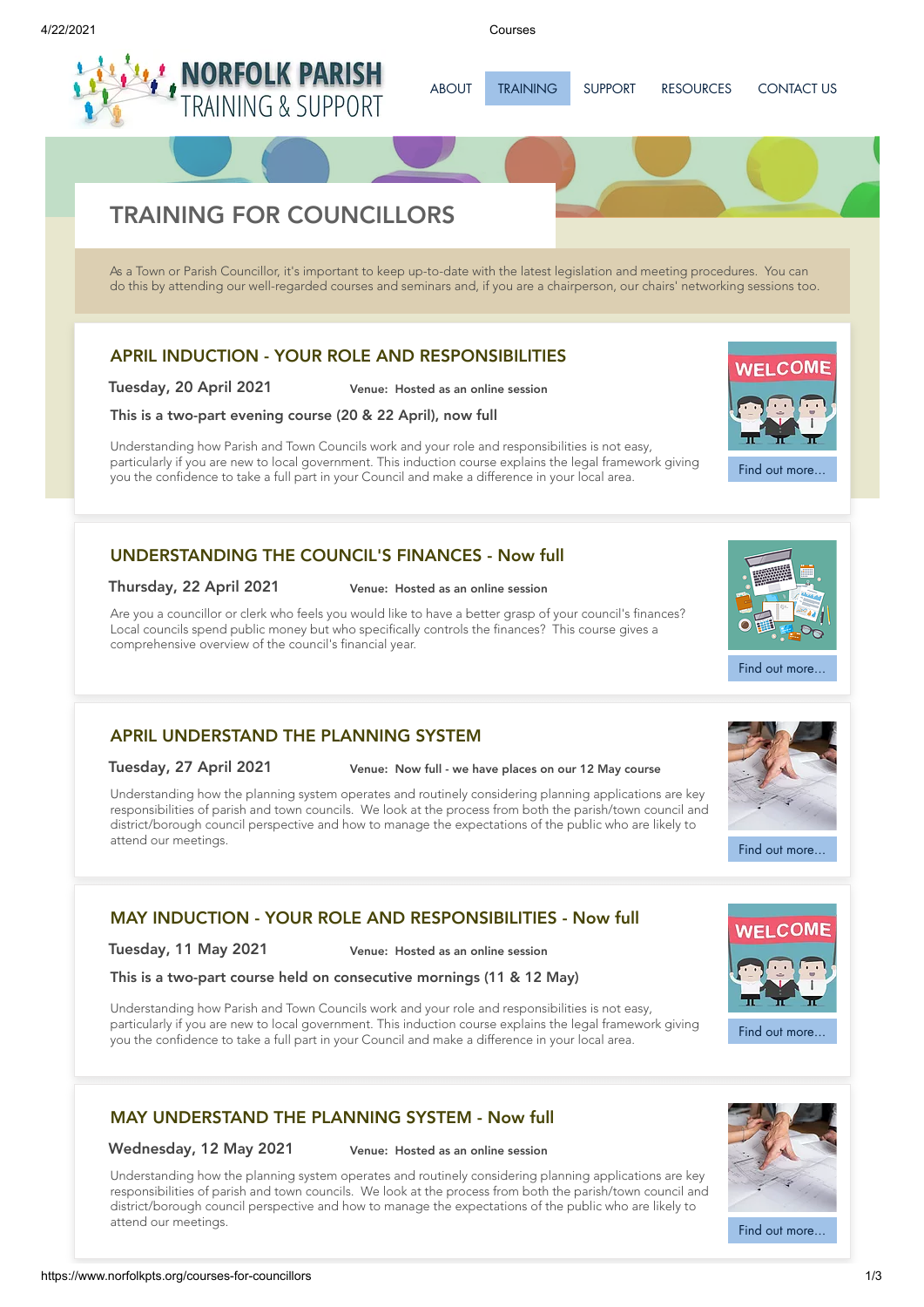NORFOLK PARISH TRAINING & SUPPORT

ABOUT TRAINING SUPPORT RESOURCES CONTACT US

# TRAINING FOR COUNCILLORS

As a Town or Parish Councillor, it's important to keep up-to-date with the latest legislation and meeting procedures. You can do this by attending our well-regarded courses and seminars and, if you are a chairperson, our chairs' networking sessions too.

## APRIL INDUCTION - YOUR ROLE AND RESPONSIBILITIES

**Tuesday, 20 April 2021** **Venue: Hosted as an online session**

**This is a two-part evening course (20 & 22 April), now full**

Understanding how Parish and Town Councils work and your role and responsibilities is not easy, particularly if you are new to local government. This induction course explains the legal framework giving you the confidence to take a full part in your Council and make a difference in your local area.

Find out more...

## UNDERSTANDING THE COUNCIL'S FINANCES - Now full

**Thursday, 22 April 2021** **Venue: Hosted as an online session**

Are you a councillor or clerk who feels you would like to have a better grasp of your council's finances? Local councils spend public money but who specifically controls the finances? This course gives a comprehensive overview of the council's financial year.

Find out more...

## APRIL UNDERSTAND THE PLANNING SYSTEM

**Tuesday, 27 April 2021** **Venue: Now full - we have places on our 12 May course**

Understanding how the planning system operates and routinely considering planning applications are key responsibilities of parish and town councils. We look at the process from both the parish/town council and district/borough council perspective and how to manage the expectations of the public who are likely to attend our meetings.

Find out more...

## MAY INDUCTION - YOUR ROLE AND RESPONSIBILITIES - Now full

**Tuesday, 11 May 2021** **Venue: Hosted as an online session**

**This is a two-part course held on consecutive mornings (11 & 12 May)**

Understanding how Parish and Town Councils work and your role and responsibilities is not easy, particularly if you are new to local government. This induction course explains the legal framework giving you the confidence to take a full part in your Council and make a difference in your local area.

Find out more...

## MAY UNDERSTAND THE PLANNING SYSTEM - Now full

**Wednesday, 12 May 2021** **Venue: Hosted as an online session**

Understanding how the planning system operates and routinely considering planning applications are key responsibilities of parish and town councils. We look at the process from both the parish/town council and district/borough council perspective and how to manage the expectations of the public who are likely to attend our meetings.

Find out more...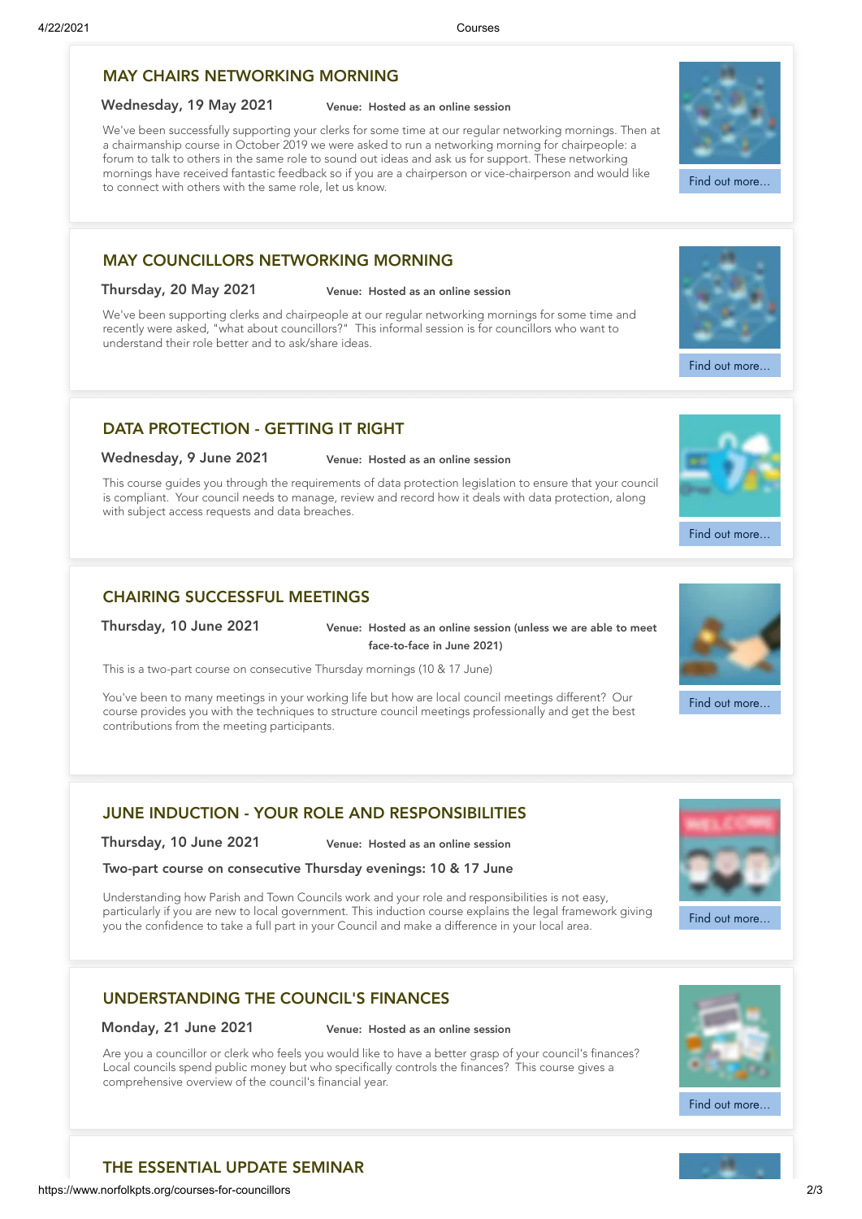## MAY CHAIRS NETWORKING MORNING

**Wednesday, 19 May 2021** **Venue: Hosted as an online session**

We've been successfully supporting your clerks for some time at our regular networking mornings. Then at a chairmanship course in October 2019 we were asked to run a networking morning for chairpeople: a forum to talk to others in the same role to sound out ideas and ask us for support. These networking mornings have received fantastic feedback so if you are a chairperson or vice-chairperson and would like to connect with others with the same role, let us know.

Find out more...

## MAY COUNCILLORS NETWORKING MORNING

**Thursday, 20 May 2021** **Venue: Hosted as an online session**

We've been supporting clerks and chairpeople at our regular networking mornings for some time and recently were asked, "what about councillors?" This informal session is for councillors who want to understand their role better and to ask/share ideas.

Find out more...

## DATA PROTECTION - GETTING IT RIGHT

**Wednesday, 9 June 2021** **Venue: Hosted as an online session**

This course guides you through the requirements of data protection legislation to ensure that your council is compliant. Your council needs to manage, review and record how it deals with data protection, along with subject access requests and data breaches.

Find out more...

## CHAIRING SUCCESSFUL MEETINGS

**Thursday, 10 June 2021** **Venue: Hosted as an online session (unless we are able to meet face-to-face in June 2021)**

This is a two-part course on consecutive Thursday mornings (10 & 17 June)

You've been to many meetings in your working life but how are local council meetings different? Our course provides you with the techniques to structure council meetings professionally and get the best contributions from the meeting participants.

Find out more...

## JUNE INDUCTION - YOUR ROLE AND RESPONSIBILITIES

**Thursday, 10 June 2021** **Venue: Hosted as an online session**

**Two-part course on consecutive Thursday evenings: 10 & 17 June**

Understanding how Parish and Town Councils work and your role and responsibilities is not easy, particularly if you are new to local government. This induction course explains the legal framework giving you the confidence to take a full part in your Council and make a difference in your local area.

Find out more...

## UNDERSTANDING THE COUNCIL'S FINANCES

**Monday, 21 June 2021** **Venue: Hosted as an online session**

Are you a councillor or clerk who feels you would like to have a better grasp of your council's finances? Local councils spend public money but who specifically controls the finances? This course gives a comprehensive overview of the council's financial year.

Find out more...

## THE ESSENTIAL UPDATE SEMINAR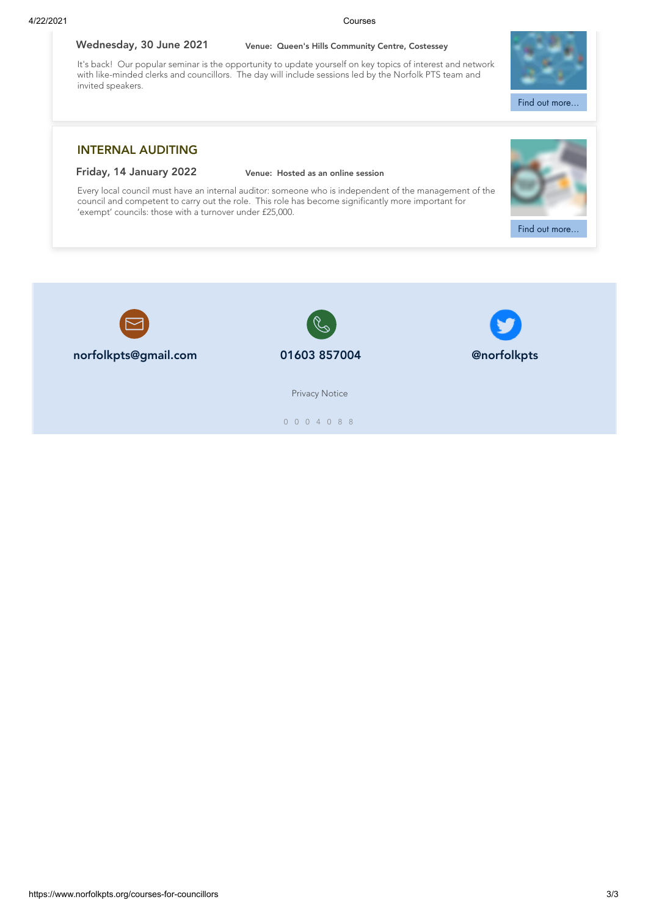Wednesday, 30 June 2021 **Venue: Queen's Hills Community Centre, Costessey**

It's back! Our popular seminar is the opportunity to update yourself on key topics of interest and network with like-minded clerks and councillors. The day will include sessions led by the Norfolk PTS team and invited speakers.

Find out more...

## INTERNAL AUDITING

Friday, 14 January 2022 **Venue: Hosted as an online session**

Every local council must have an internal auditor: someone who is independent of the management of the council and competent to carry out the role. This role has become significantly more important for 'exempt' councils: those with a turnover under £25,000.

Find out more...

**norfolkpts@gmail.com**

**01603 857004**

**@norfolkpts**

Privacy Notice

0 0 0 4 0 8 8